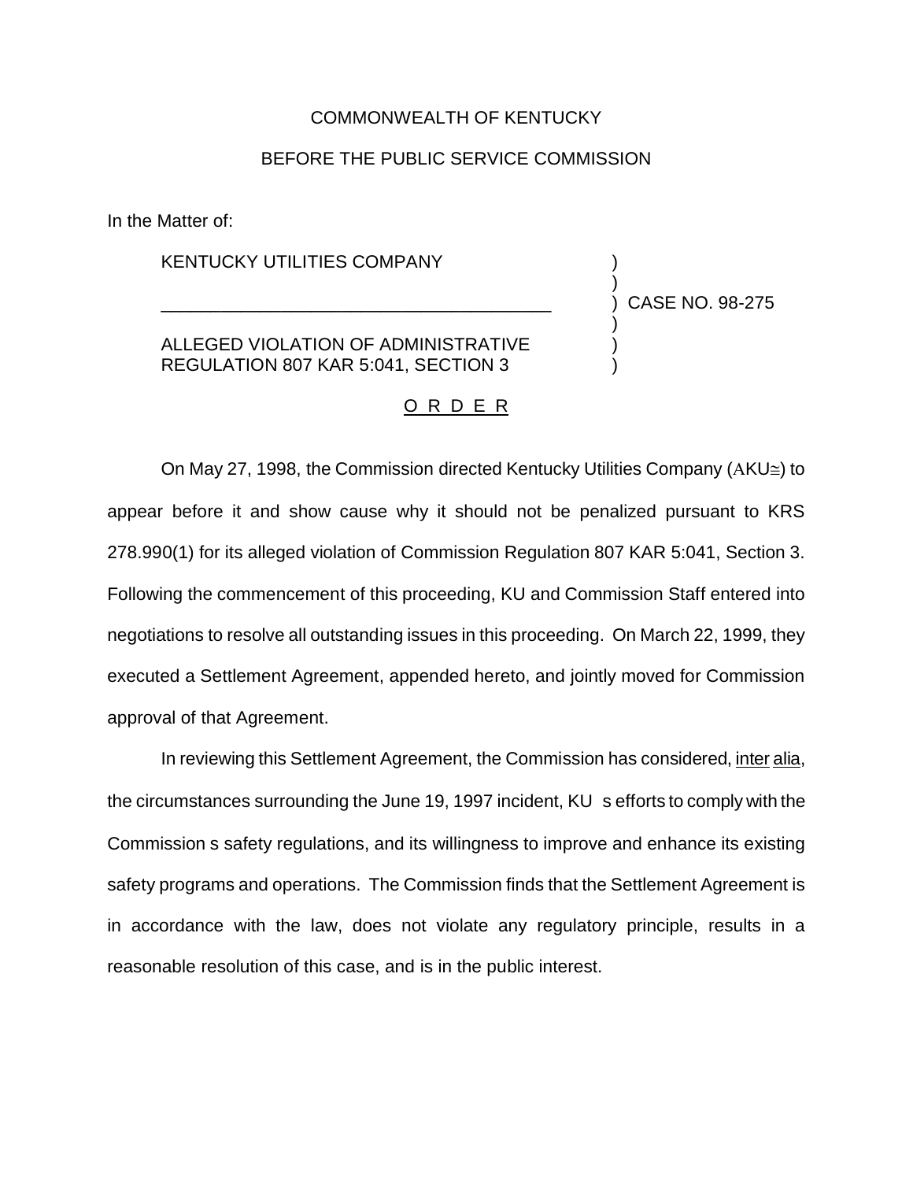COMMONWEALTH OF KENTUCKY

BEFORE THE PUBLIC SERVICE COMMISSION

In the Matter of:

| | | |
|---|---|---|
| KENTUCKY UTILITIES COMPANY | ) | |
| | ) | |
| _______________________________________ | ) | CASE NO. 98-275 |
| | ) | |
| ALLEGED VIOLATION OF ADMINISTRATIVE | ) | |
| REGULATION 807 KAR 5:041, SECTION 3 | ) | |

## O R D E R

On May 27, 1998, the Commission directed Kentucky Utilities Company (AKU≅) to appear before it and show cause why it should not be penalized pursuant to KRS 278.990(1) for its alleged violation of Commission Regulation 807 KAR 5:041, Section 3. Following the commencement of this proceeding, KU and Commission Staff entered into negotiations to resolve all outstanding issues in this proceeding. On March 22, 1999, they executed a Settlement Agreement, appended hereto, and jointly moved for Commission approval of that Agreement.

In reviewing this Settlement Agreement, the Commission has considered, inter alia, the circumstances surrounding the June 19, 1997 incident, KU s efforts to comply with the Commission s safety regulations, and its willingness to improve and enhance its existing safety programs and operations. The Commission finds that the Settlement Agreement is in accordance with the law, does not violate any regulatory principle, results in a reasonable resolution of this case, and is in the public interest.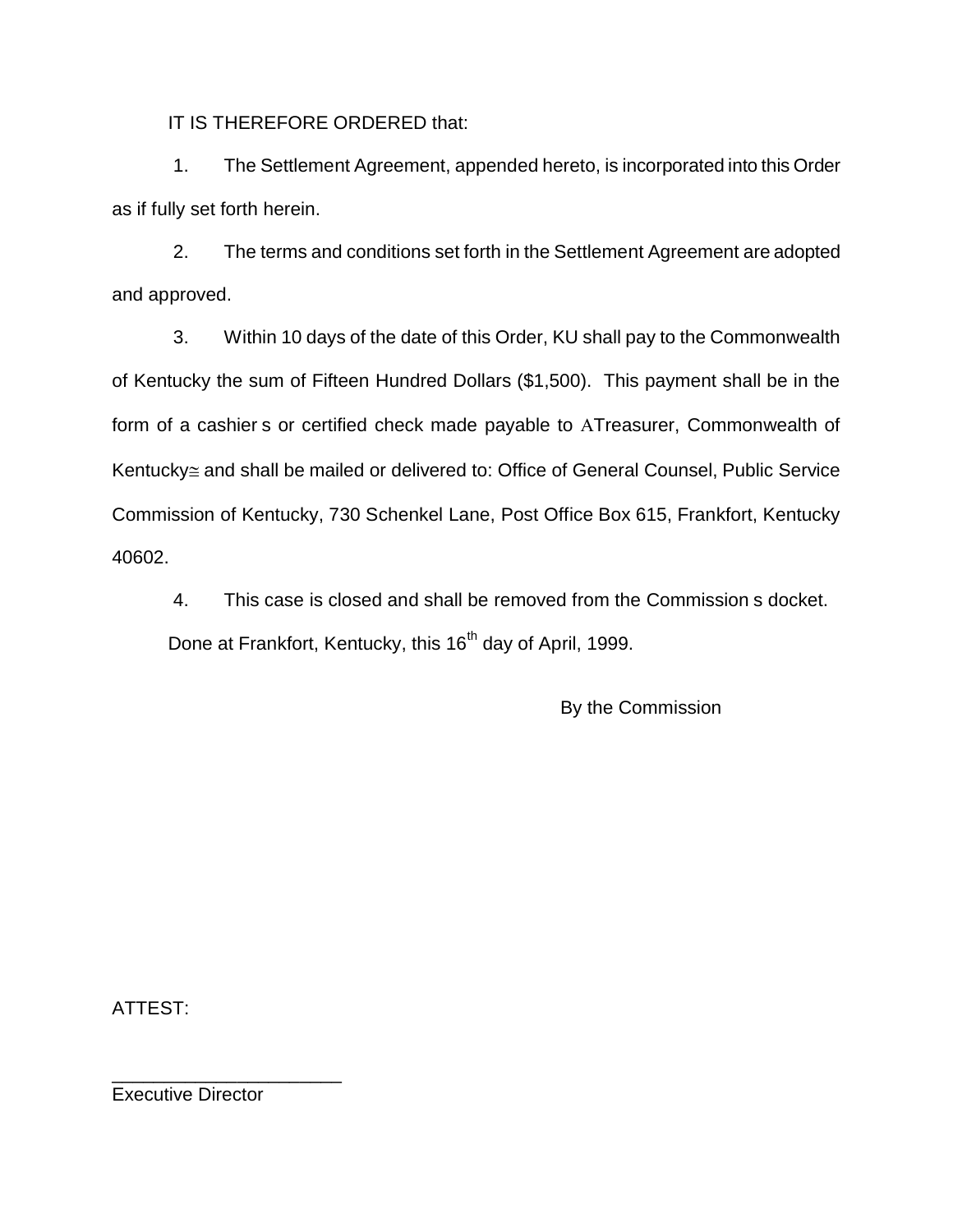IT IS THEREFORE ORDERED that:

1. The Settlement Agreement, appended hereto, is incorporated into this Order as if fully set forth herein.

2. The terms and conditions set forth in the Settlement Agreement are adopted and approved.

3. Within 10 days of the date of this Order, KU shall pay to the Commonwealth of Kentucky the sum of Fifteen Hundred Dollars ($1,500). This payment shall be in the form of a cashier s or certified check made payable to ATreasurer, Commonwealth of Kentucky≅ and shall be mailed or delivered to: Office of General Counsel, Public Service Commission of Kentucky, 730 Schenkel Lane, Post Office Box 615, Frankfort, Kentucky 40602.

4. This case is closed and shall be removed from the Commission s docket.

Done at Frankfort, Kentucky, this 16th day of April, 1999.

By the Commission

ATTEST:

______________________
Executive Director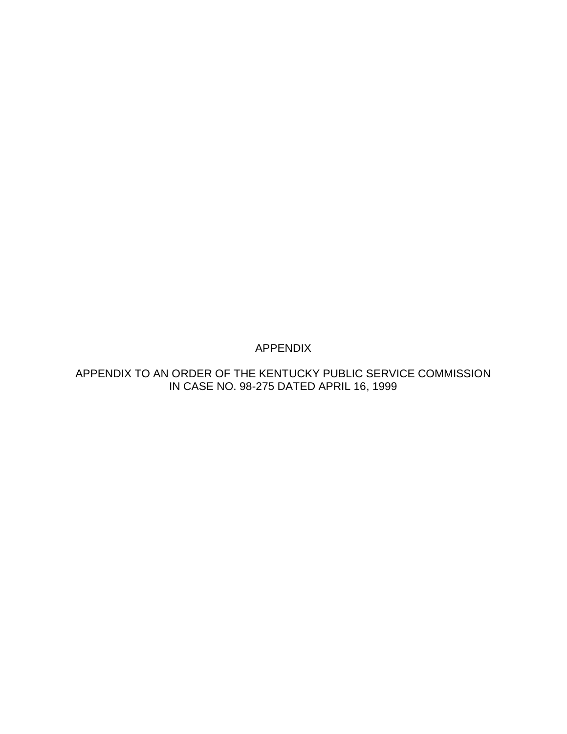# APPENDIX

APPENDIX TO AN ORDER OF THE KENTUCKY PUBLIC SERVICE COMMISSION IN CASE NO. 98-275 DATED APRIL 16, 1999